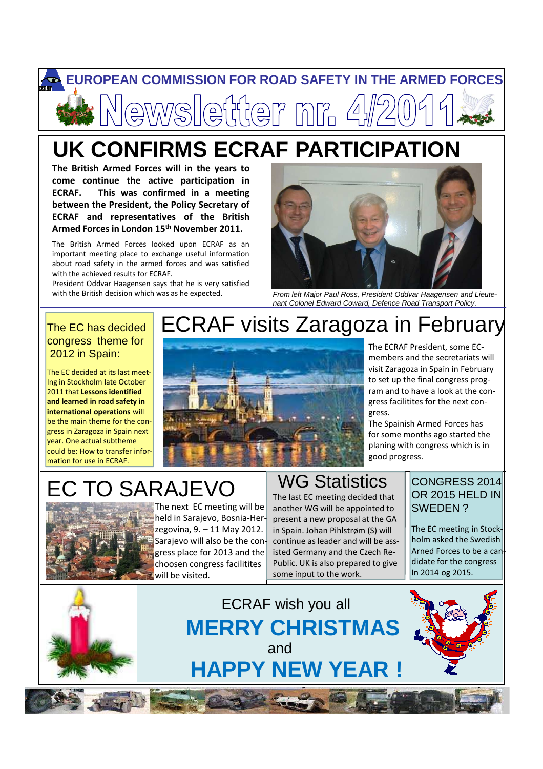**EUROPEAN COMMISSION FOR ROAD SAFETY IN THE ARMED FORCES**

# Newsletter nr. 4/2011

# UK CONFIRMS ECRAF PARTICIPATION

**The British Armed Forces will in the years to come continue the active participation in ECRAF. This was confirmed in a meeting between the President, the Policy Secretary of ECRAF and representatives of the British Armed Forces in London 15th November 2011.**

The British Armed Forces looked upon ECRAF as an important meeting place to exchange useful information about road safety in the armed forces and was satisfied with the achieved results for ECRAF.

President Oddvar Haagensen says that he is very satisfied with the British decision which was as he expected.

*From left Major Paul Ross, President Oddvar Haagensen and Lieutenant Colonel Edward Coward, Defence Road Transport Policy.*

## The EC has decided congress theme for 2012 in Spain:

The EC decided at its last meeting in Stockholm late October 2011 that **Lessons identified and learned in road safety in international operations** will be the main theme for the congress in Zaragoza in Spain next year. One actual subtheme could be: How to transfer information for use in ECRAF.

## ECRAF visits Zaragoza in February

The ECRAF President, some EC-members and the secretariats will visit Zaragoza in Spain in February to set up the final congress program and to have a look at the congress facilitites for the next congress.

The Spainish Armed Forces has for some months ago started the planing with congress which is in good progress.

## EC TO SARAJEVO

The next EC meeting will be held in Sarajevo, Bosnia-Herzegovina, 9. – 11 May 2012. Sarajevo will also be the congress place for 2013 and the choosen congress facilitites will be visited.

## WG Statistics

The last EC meeting decided that another WG will be appointed to present a new proposal at the GA in Spain. Johan Pihlstrøm (S) will continue as leader and will be assisted Germany and the Czech Republic. UK is also prepared to give some input to the work.

## CONGRESS 2014 OR 2015 HELD IN SWEDEN ?

The EC meeting in Stockholm asked the Swedish Arned Forces to be a candidate for the congress In 2014 og 2015.

ECRAF wish you all

**MERRY CHRISTMAS**

and

**HAPPY NEW YEAR !**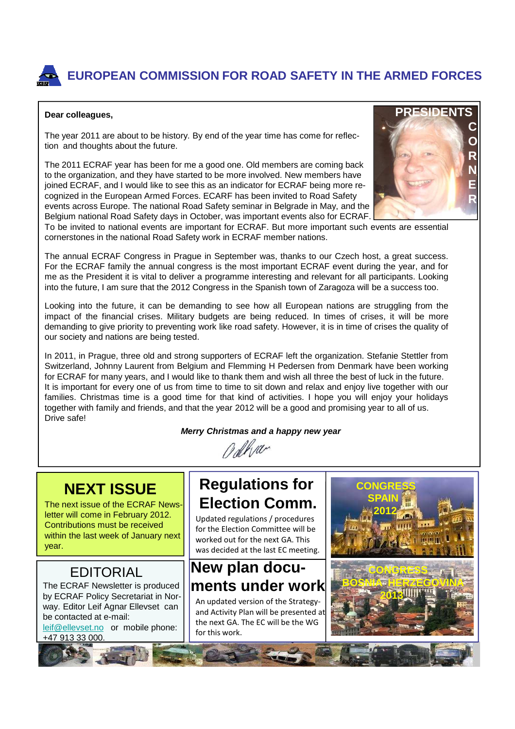# EUROPEAN COMMISSION FOR ROAD SAFETY IN THE ARMED FORCES

## PRESIDENTS CORNER

**Dear colleagues,**

The year 2011 are about to be history. By end of the year time has come for reflection and thoughts about the future.

The 2011 ECRAF year has been for me a good one. Old members are coming back to the organization, and they have started to be more involved. New members have joined ECRAF, and I would like to see this as an indicator for ECRAF being more recognized in the European Armed Forces. ECARF has been invited to Road Safety events across Europe. The national Road Safety seminar in Belgrade in May, and the Belgium national Road Safety days in October, was important events also for ECRAF. To be invited to national events are important for ECRAF. But more important such events are essential cornerstones in the national Road Safety work in ECRAF member nations.

The annual ECRAF Congress in Prague in September was, thanks to our Czech host, a great success. For the ECRAF family the annual congress is the most important ECRAF event during the year, and for me as the President it is vital to deliver a programme interesting and relevant for all participants. Looking into the future, I am sure that the 2012 Congress in the Spanish town of Zaragoza will be a success too.

Looking into the future, it can be demanding to see how all European nations are struggling from the impact of the financial crises. Military budgets are being reduced. In times of crises, it will be more demanding to give priority to preventing work like road safety. However, it is in time of crises the quality of our society and nations are being tested.

In 2011, in Prague, three old and strong supporters of ECRAF left the organization. Stefanie Stettler from Switzerland, Johnny Laurent from Belgium and Flemming H Pedersen from Denmark have been working for ECRAF for many years, and I would like to thank them and wish all three the best of luck in the future. It is important for every one of us from time to time to sit down and relax and enjoy live together with our families. Christmas time is a good time for that kind of activities. I hope you will enjoy your holidays together with family and friends, and that the year 2012 will be a good and promising year to all of us.
Drive safe!

***Merry Christmas and a happy new year***

Odd Kr

## NEXT ISSUE

The next issue of the ECRAF Newsletter will come in February 2012. Contributions must be received within the last week of January next year.

## EDITORIAL

The ECRAF Newsletter is produced by ECRAF Policy Secretariat in Norway. Editor Leif Agnar Ellevset can be contacted at e-mail: leif@ellevset.no or mobile phone: +47 913 33 000.

## Regulations for Election Comm.

Updated regulations / procedures for the Election Committee will be worked out for the next GA. This was decided at the last EC meeting.

## New plan documents under work

An updated version of the Strategy- and Activity Plan will be presented at the next GA. The EC will be the WG for this work.

CONGRESS SPAIN 2012

CONGRESS BOSNIA-HERZEGOVINA 2013